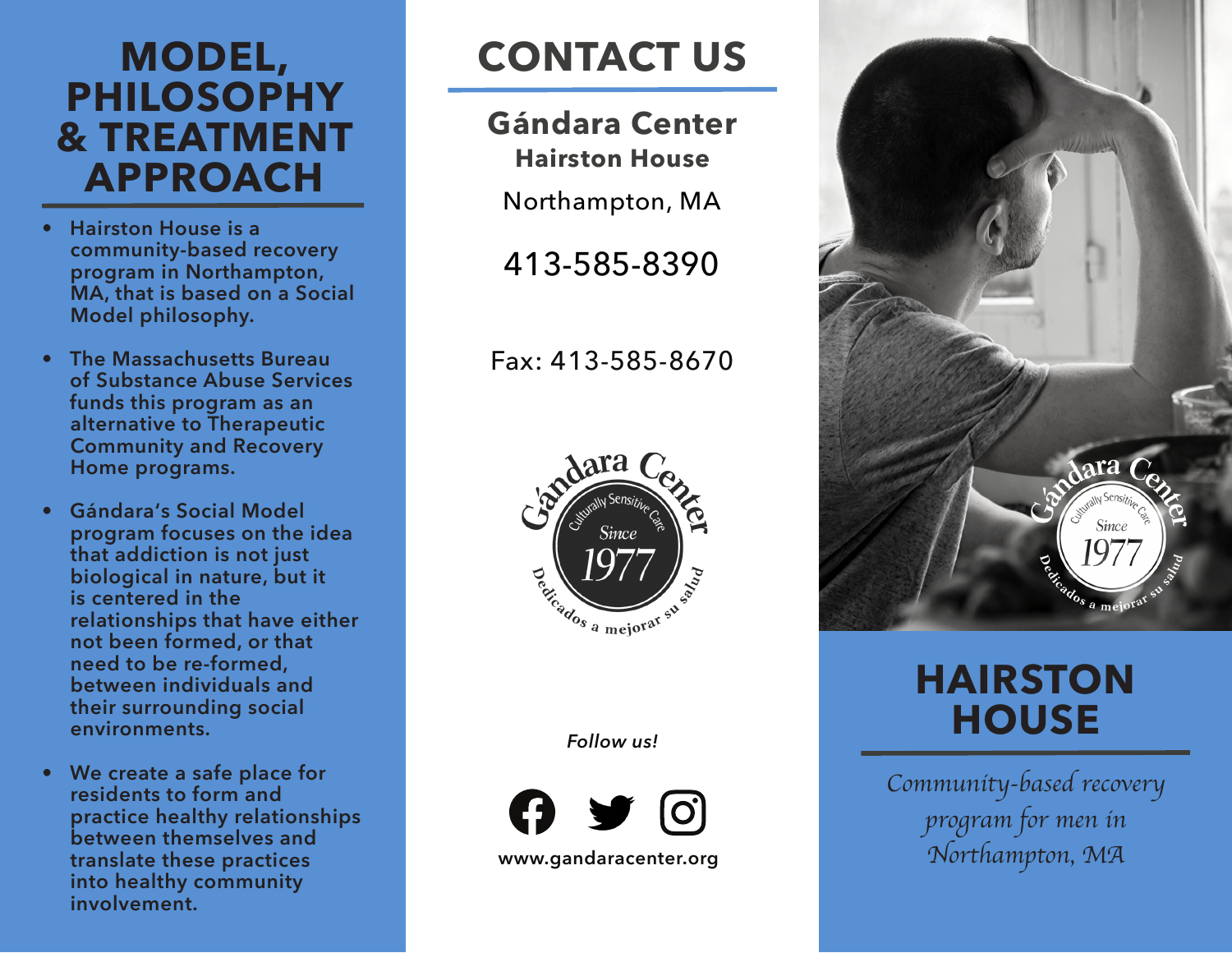# MODEL, PHILOSOPHY & TREATMENT APPROACH

- Hairston House is a community-based recovery program in Northampton, MA, that is based on a Social Model philosophy.
- The Massachusetts Bureau of Substance Abuse Services funds this program as an alternative to Therapeutic Community and Recovery Home programs.
- Gándara's Social Model program focuses on the idea that addiction is not just biological in nature, but it is centered in the relationships that have either not been formed, or that need to be re-formed, between individuals and their surrounding social environments.
- We create a safe place for residents to form and practice healthy relationships between themselves and translate these practices into healthy community involvement.

# CONTACT US

**Gándara Center**
**Hairston House**

Northampton, MA

413-585-8390

Fax: 413-585-8670

Gándara Center
Culturally Sensitive Care
Since 1977
Dedicados a mejorar su salud

*Follow us!*

www.gandaracenter.org

Gándara Center
Culturally Sensitive Care
Since 1977
Dedicados a mejorar su salud

# HAIRSTON HOUSE

*Community-based recovery program for men in Northampton, MA*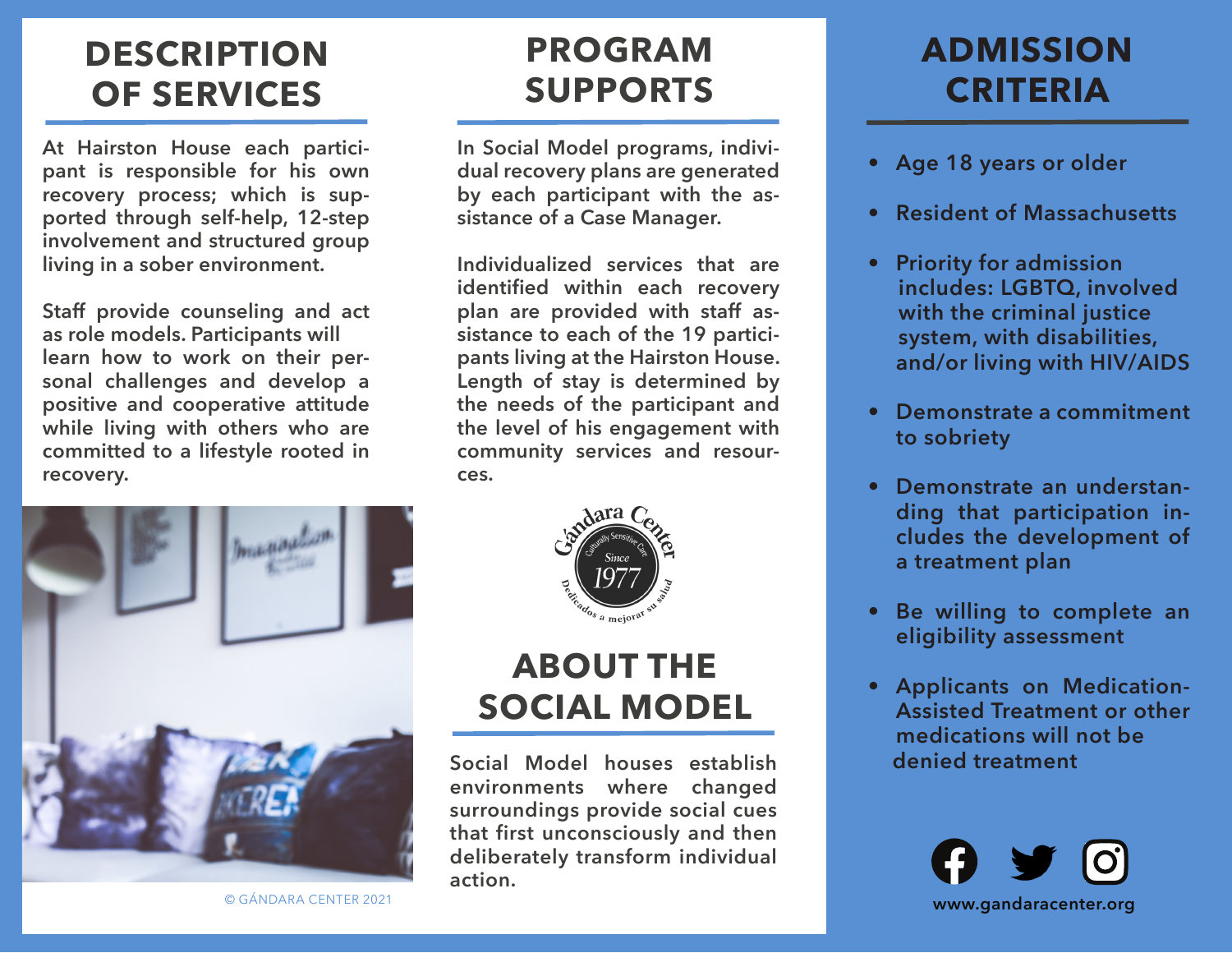# DESCRIPTION OF SERVICES

At Hairston House each participant is responsible for his own recovery process; which is supported through self-help, 12-step involvement and structured group living in a sober environment.

Staff provide counseling and act as role models. Participants will learn how to work on their personal challenges and develop a positive and cooperative attitude while living with others who are committed to a lifestyle rooted in recovery.

© GÁNDARA CENTER 2021

# PROGRAM SUPPORTS

In Social Model programs, individual recovery plans are generated by each participant with the assistance of a Case Manager.

Individualized services that are identified within each recovery plan are provided with staff assistance to each of the 19 participants living at the Hairston House. Length of stay is determined by the needs of the participant and the level of his engagement with community services and resources.

Gándara Center
Culturally Sensitive Care
Since 1977
Dedicados a mejorar su salud

# ABOUT THE SOCIAL MODEL

Social Model houses establish environments where changed surroundings provide social cues that first unconsciously and then deliberately transform individual action.

# ADMISSION CRITERIA

- Age 18 years or older
- Resident of Massachusetts
- Priority for admission includes: LGBTQ, involved with the criminal justice system, with disabilities, and/or living with HIV/AIDS
- Demonstrate a commitment to sobriety
- Demonstrate an understanding that participation includes the development of a treatment plan
- Be willing to complete an eligibility assessment
- Applicants on Medication-Assisted Treatment or other medications will not be denied treatment

www.gandaracenter.org